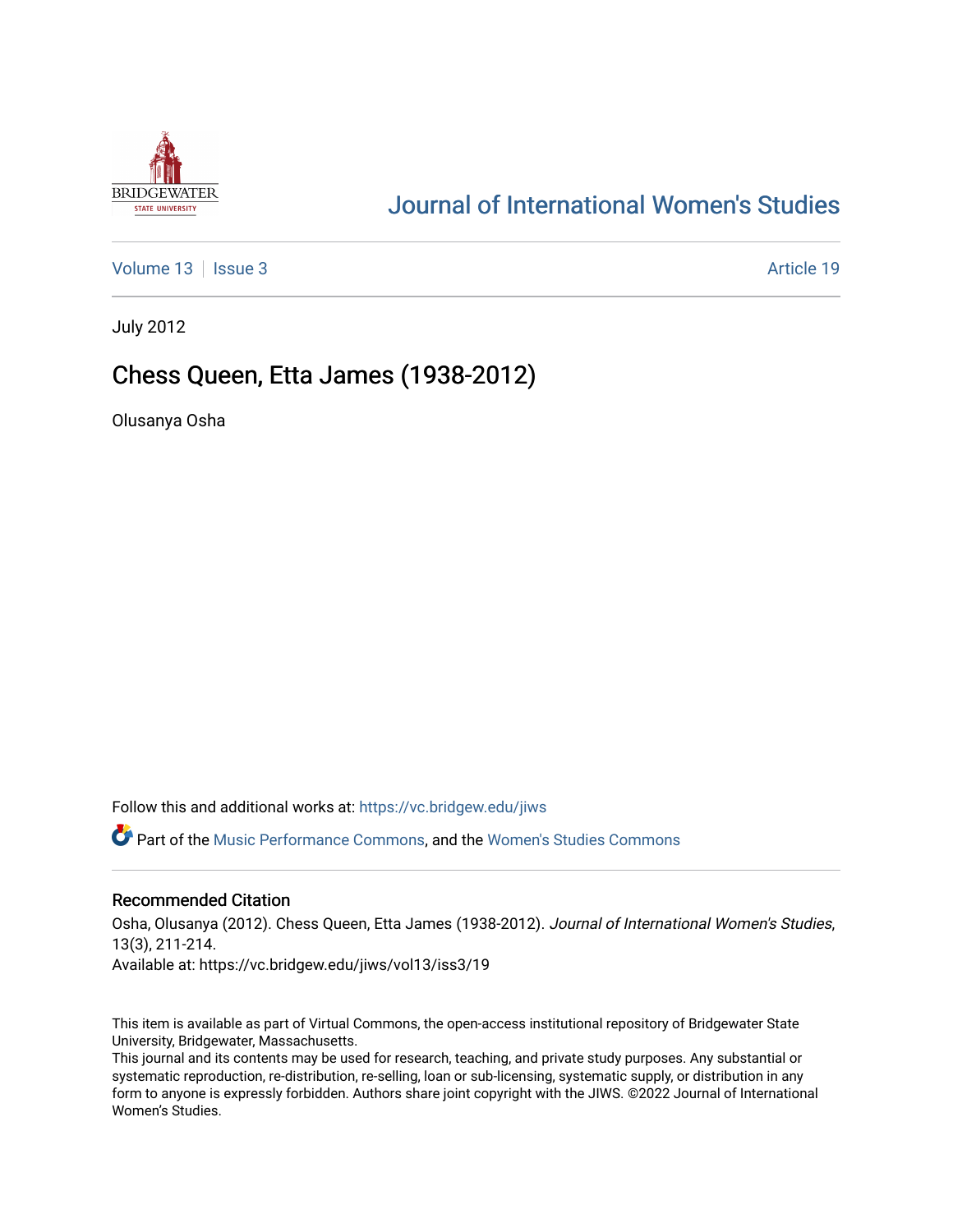# Journal of International Women's Studies

Volume 13 | Issue 3 | Article 19

July 2012

## Chess Queen, Etta James (1938-2012)

Olusanya Osha

Follow this and additional works at: https://vc.bridgew.edu/jiws

Part of the Music Performance Commons, and the Women's Studies Commons

### Recommended Citation

Osha, Olusanya (2012). Chess Queen, Etta James (1938-2012). *Journal of International Women's Studies*, 13(3), 211-214.

Available at: https://vc.bridgew.edu/jiws/vol13/iss3/19

This item is available as part of Virtual Commons, the open-access institutional repository of Bridgewater State University, Bridgewater, Massachusetts.

This journal and its contents may be used for research, teaching, and private study purposes. Any substantial or systematic reproduction, re-distribution, re-selling, loan or sub-licensing, systematic supply, or distribution in any form to anyone is expressly forbidden. Authors share joint copyright with the JIWS. ©2022 Journal of International Women's Studies.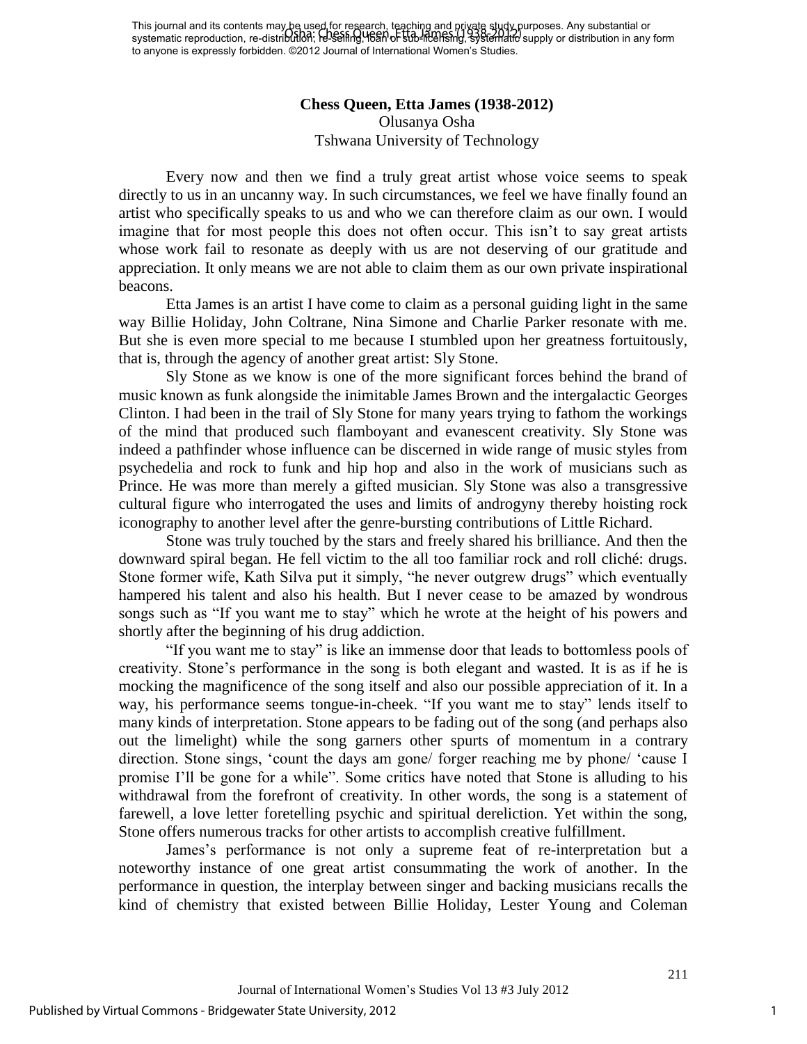**Chess Queen, Etta James (1938-2012)**

Olusanya Osha

Tshwana University of Technology

Every now and then we find a truly great artist whose voice seems to speak directly to us in an uncanny way. In such circumstances, we feel we have finally found an artist who specifically speaks to us and who we can therefore claim as our own. I would imagine that for most people this does not often occur. This isn't to say great artists whose work fail to resonate as deeply with us are not deserving of our gratitude and appreciation. It only means we are not able to claim them as our own private inspirational beacons.

Etta James is an artist I have come to claim as a personal guiding light in the same way Billie Holiday, John Coltrane, Nina Simone and Charlie Parker resonate with me. But she is even more special to me because I stumbled upon her greatness fortuitously, that is, through the agency of another great artist: Sly Stone.

Sly Stone as we know is one of the more significant forces behind the brand of music known as funk alongside the inimitable James Brown and the intergalactic Georges Clinton. I had been in the trail of Sly Stone for many years trying to fathom the workings of the mind that produced such flamboyant and evanescent creativity. Sly Stone was indeed a pathfinder whose influence can be discerned in wide range of music styles from psychedelia and rock to funk and hip hop and also in the work of musicians such as Prince. He was more than merely a gifted musician. Sly Stone was also a transgressive cultural figure who interrogated the uses and limits of androgyny thereby hoisting rock iconography to another level after the genre-bursting contributions of Little Richard.

Stone was truly touched by the stars and freely shared his brilliance. And then the downward spiral began. He fell victim to the all too familiar rock and roll cliché: drugs. Stone former wife, Kath Silva put it simply, "he never outgrew drugs" which eventually hampered his talent and also his health. But I never cease to be amazed by wondrous songs such as "If you want me to stay" which he wrote at the height of his powers and shortly after the beginning of his drug addiction.

"If you want me to stay" is like an immense door that leads to bottomless pools of creativity. Stone's performance in the song is both elegant and wasted. It is as if he is mocking the magnificence of the song itself and also our possible appreciation of it. In a way, his performance seems tongue-in-cheek. "If you want me to stay" lends itself to many kinds of interpretation. Stone appears to be fading out of the song (and perhaps also out the limelight) while the song garners other spurts of momentum in a contrary direction. Stone sings, 'count the days am gone/ forger reaching me by phone/ 'cause I promise I'll be gone for a while". Some critics have noted that Stone is alluding to his withdrawal from the forefront of creativity. In other words, the song is a statement of farewell, a love letter foretelling psychic and spiritual dereliction. Yet within the song, Stone offers numerous tracks for other artists to accomplish creative fulfillment.

James's performance is not only a supreme feat of re-interpretation but a noteworthy instance of one great artist consummating the work of another. In the performance in question, the interplay between singer and backing musicians recalls the kind of chemistry that existed between Billie Holiday, Lester Young and Coleman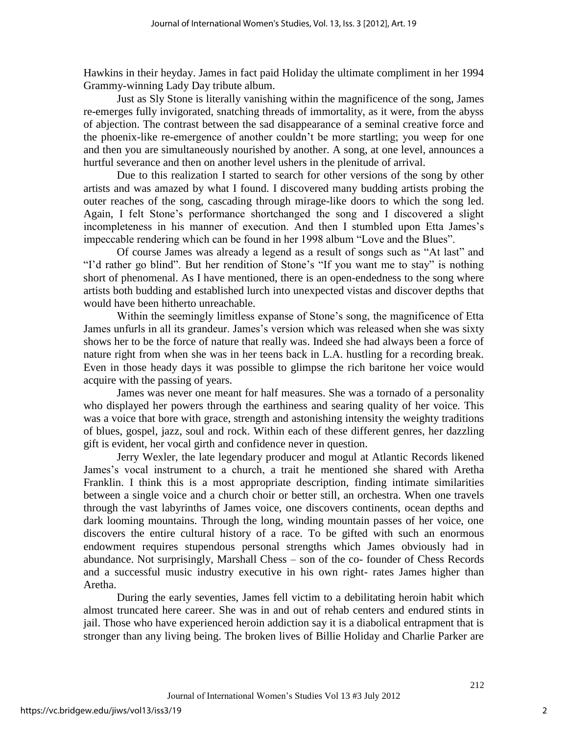Hawkins in their heyday. James in fact paid Holiday the ultimate compliment in her 1994 Grammy-winning Lady Day tribute album.

Just as Sly Stone is literally vanishing within the magnificence of the song, James re-emerges fully invigorated, snatching threads of immortality, as it were, from the abyss of abjection. The contrast between the sad disappearance of a seminal creative force and the phoenix-like re-emergence of another couldn't be more startling; you weep for one and then you are simultaneously nourished by another. A song, at one level, announces a hurtful severance and then on another level ushers in the plenitude of arrival.

Due to this realization I started to search for other versions of the song by other artists and was amazed by what I found. I discovered many budding artists probing the outer reaches of the song, cascading through mirage-like doors to which the song led. Again, I felt Stone's performance shortchanged the song and I discovered a slight incompleteness in his manner of execution. And then I stumbled upon Etta James's impeccable rendering which can be found in her 1998 album "Love and the Blues".

Of course James was already a legend as a result of songs such as "At last" and "I'd rather go blind". But her rendition of Stone's "If you want me to stay" is nothing short of phenomenal. As I have mentioned, there is an open-endedness to the song where artists both budding and established lurch into unexpected vistas and discover depths that would have been hitherto unreachable.

Within the seemingly limitless expanse of Stone's song, the magnificence of Etta James unfurls in all its grandeur. James's version which was released when she was sixty shows her to be the force of nature that really was. Indeed she had always been a force of nature right from when she was in her teens back in L.A. hustling for a recording break. Even in those heady days it was possible to glimpse the rich baritone her voice would acquire with the passing of years.

James was never one meant for half measures. She was a tornado of a personality who displayed her powers through the earthiness and searing quality of her voice. This was a voice that bore with grace, strength and astonishing intensity the weighty traditions of blues, gospel, jazz, soul and rock. Within each of these different genres, her dazzling gift is evident, her vocal girth and confidence never in question.

Jerry Wexler, the late legendary producer and mogul at Atlantic Records likened James's vocal instrument to a church, a trait he mentioned she shared with Aretha Franklin. I think this is a most appropriate description, finding intimate similarities between a single voice and a church choir or better still, an orchestra. When one travels through the vast labyrinths of James voice, one discovers continents, ocean depths and dark looming mountains. Through the long, winding mountain passes of her voice, one discovers the entire cultural history of a race. To be gifted with such an enormous endowment requires stupendous personal strengths which James obviously had in abundance. Not surprisingly, Marshall Chess – son of the co- founder of Chess Records and a successful music industry executive in his own right- rates James higher than Aretha.

During the early seventies, James fell victim to a debilitating heroin habit which almost truncated here career. She was in and out of rehab centers and endured stints in jail. Those who have experienced heroin addiction say it is a diabolical entrapment that is stronger than any living being. The broken lives of Billie Holiday and Charlie Parker are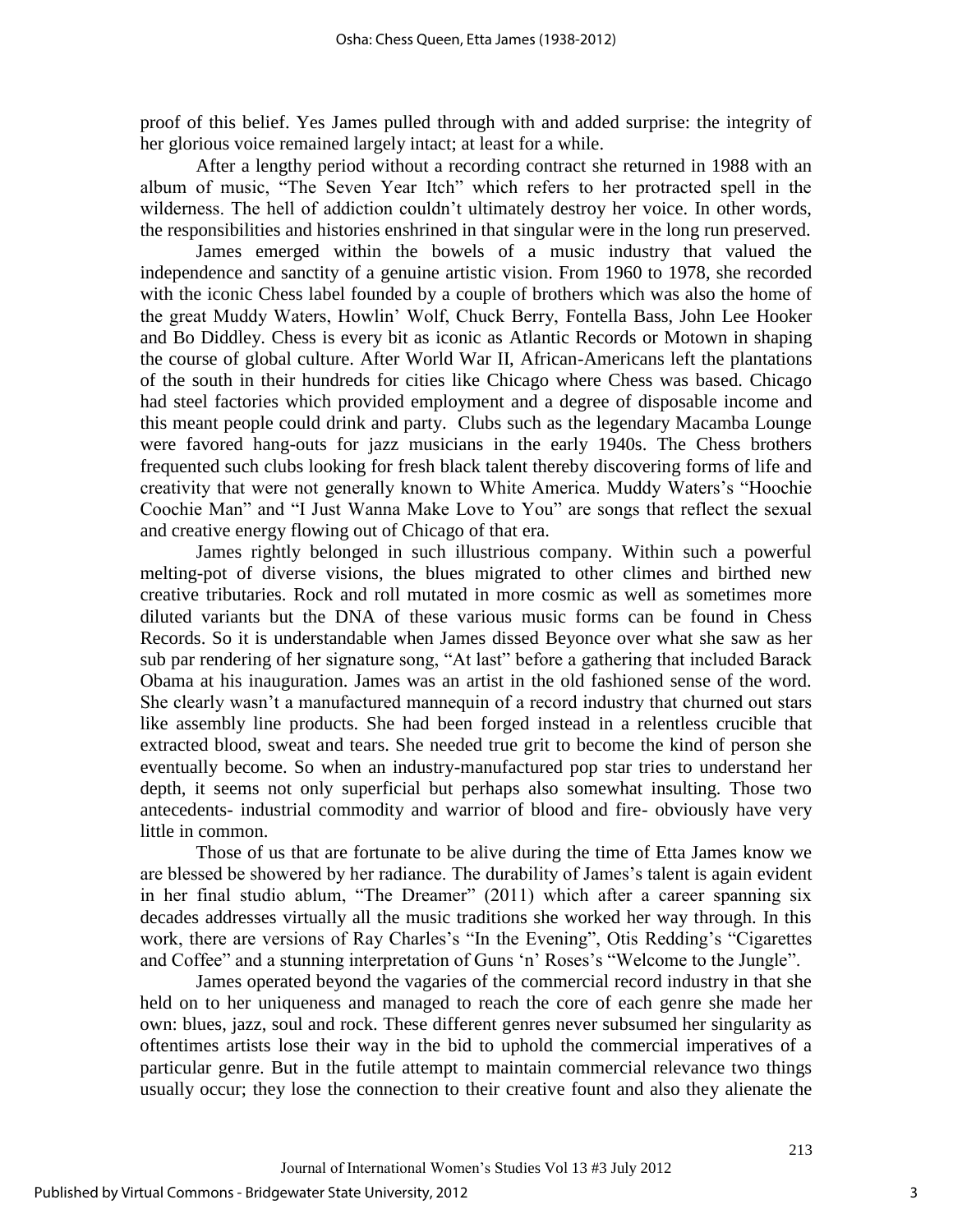proof of this belief. Yes James pulled through with and added surprise: the integrity of her glorious voice remained largely intact; at least for a while.

After a lengthy period without a recording contract she returned in 1988 with an album of music, "The Seven Year Itch" which refers to her protracted spell in the wilderness. The hell of addiction couldn't ultimately destroy her voice. In other words, the responsibilities and histories enshrined in that singular were in the long run preserved.

James emerged within the bowels of a music industry that valued the independence and sanctity of a genuine artistic vision. From 1960 to 1978, she recorded with the iconic Chess label founded by a couple of brothers which was also the home of the great Muddy Waters, Howlin' Wolf, Chuck Berry, Fontella Bass, John Lee Hooker and Bo Diddley. Chess is every bit as iconic as Atlantic Records or Motown in shaping the course of global culture. After World War II, African-Americans left the plantations of the south in their hundreds for cities like Chicago where Chess was based. Chicago had steel factories which provided employment and a degree of disposable income and this meant people could drink and party. Clubs such as the legendary Macamba Lounge were favored hang-outs for jazz musicians in the early 1940s. The Chess brothers frequented such clubs looking for fresh black talent thereby discovering forms of life and creativity that were not generally known to White America. Muddy Waters's "Hoochie Coochie Man" and "I Just Wanna Make Love to You" are songs that reflect the sexual and creative energy flowing out of Chicago of that era.

James rightly belonged in such illustrious company. Within such a powerful melting-pot of diverse visions, the blues migrated to other climes and birthed new creative tributaries. Rock and roll mutated in more cosmic as well as sometimes more diluted variants but the DNA of these various music forms can be found in Chess Records. So it is understandable when James dissed Beyonce over what she saw as her sub par rendering of her signature song, "At last" before a gathering that included Barack Obama at his inauguration. James was an artist in the old fashioned sense of the word. She clearly wasn't a manufactured mannequin of a record industry that churned out stars like assembly line products. She had been forged instead in a relentless crucible that extracted blood, sweat and tears. She needed true grit to become the kind of person she eventually become. So when an industry-manufactured pop star tries to understand her depth, it seems not only superficial but perhaps also somewhat insulting. Those two antecedents- industrial commodity and warrior of blood and fire- obviously have very little in common.

Those of us that are fortunate to be alive during the time of Etta James know we are blessed be showered by her radiance. The durability of James's talent is again evident in her final studio ablum, "The Dreamer" (2011) which after a career spanning six decades addresses virtually all the music traditions she worked her way through. In this work, there are versions of Ray Charles's "In the Evening", Otis Redding's "Cigarettes and Coffee" and a stunning interpretation of Guns 'n' Roses's "Welcome to the Jungle".

James operated beyond the vagaries of the commercial record industry in that she held on to her uniqueness and managed to reach the core of each genre she made her own: blues, jazz, soul and rock. These different genres never subsumed her singularity as oftentimes artists lose their way in the bid to uphold the commercial imperatives of a particular genre. But in the futile attempt to maintain commercial relevance two things usually occur; they lose the connection to their creative fount and also they alienate the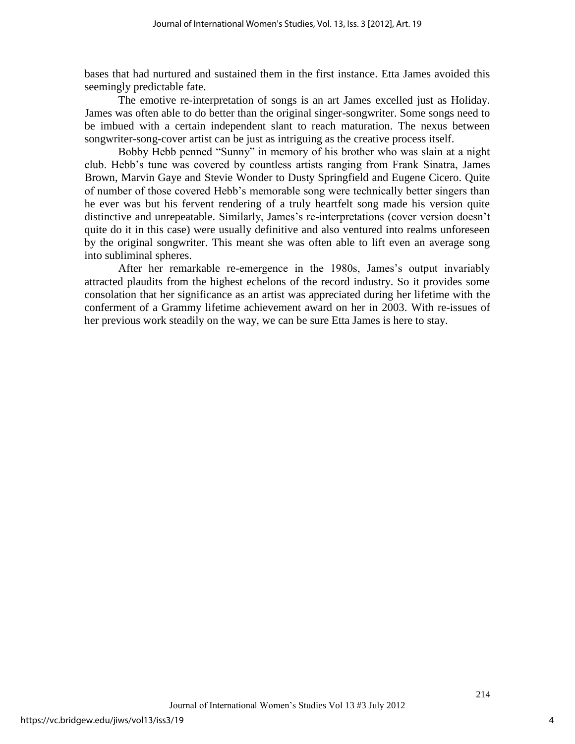bases that had nurtured and sustained them in the first instance. Etta James avoided this seemingly predictable fate.

The emotive re-interpretation of songs is an art James excelled just as Holiday. James was often able to do better than the original singer-songwriter. Some songs need to be imbued with a certain independent slant to reach maturation. The nexus between songwriter-song-cover artist can be just as intriguing as the creative process itself.

Bobby Hebb penned “Sunny” in memory of his brother who was slain at a night club. Hebb’s tune was covered by countless artists ranging from Frank Sinatra, James Brown, Marvin Gaye and Stevie Wonder to Dusty Springfield and Eugene Cicero. Quite of number of those covered Hebb’s memorable song were technically better singers than he ever was but his fervent rendering of a truly heartfelt song made his version quite distinctive and unrepeatable. Similarly, James’s re-interpretations (cover version doesn’t quite do it in this case) were usually definitive and also ventured into realms unforeseen by the original songwriter. This meant she was often able to lift even an average song into subliminal spheres.

After her remarkable re-emergence in the 1980s, James’s output invariably attracted plaudits from the highest echelons of the record industry. So it provides some consolation that her significance as an artist was appreciated during her lifetime with the conferment of a Grammy lifetime achievement award on her in 2003. With re-issues of her previous work steadily on the way, we can be sure Etta James is here to stay.